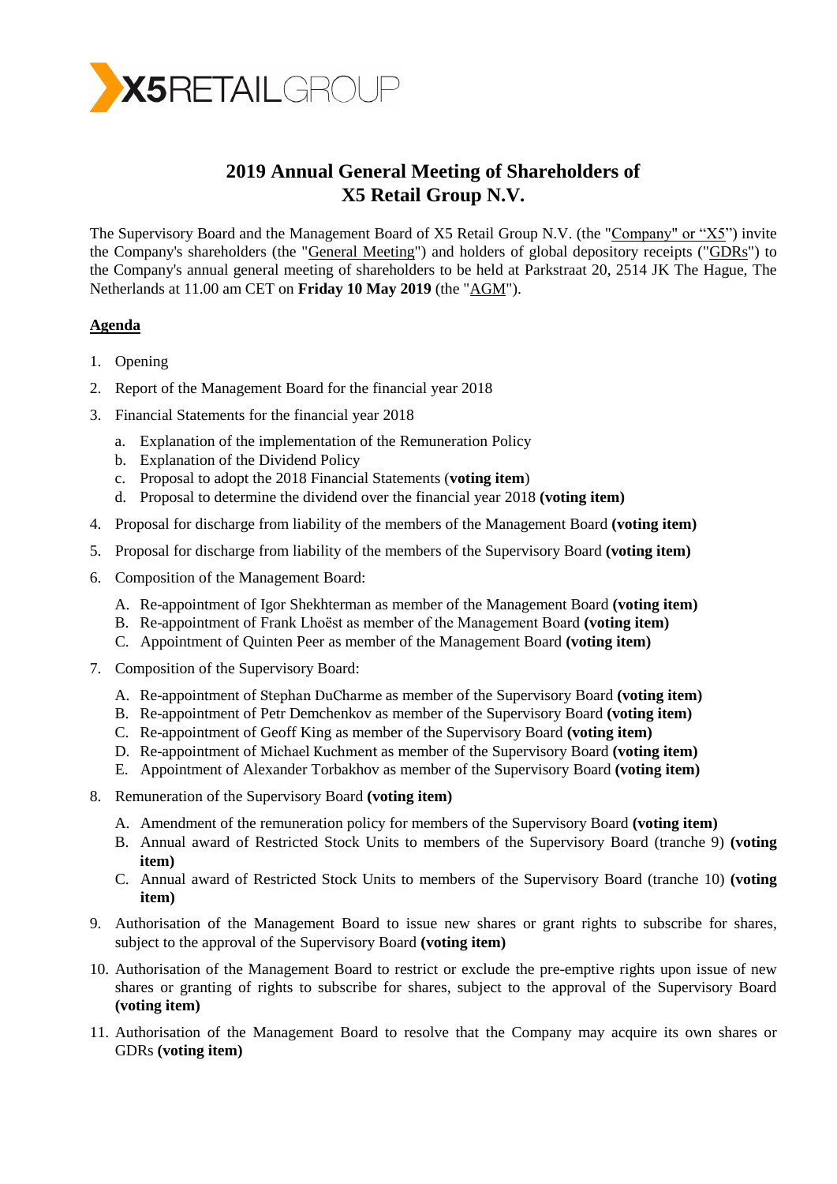X5RETAILGROUP

# 2019 Annual General Meeting of Shareholders of X5 Retail Group N.V.

The Supervisory Board and the Management Board of X5 Retail Group N.V. (the "Company" or "X5") invite the Company's shareholders (the "General Meeting") and holders of global depository receipts ("GDRs") to the Company's annual general meeting of shareholders to be held at Parkstraat 20, 2514 JK The Hague, The Netherlands at 11.00 am CET on **Friday 10 May 2019** (the "AGM").

## Agenda

1. Opening
2. Report of the Management Board for the financial year 2018
3. Financial Statements for the financial year 2018
   a. Explanation of the implementation of the Remuneration Policy
   b. Explanation of the Dividend Policy
   c. Proposal to adopt the 2018 Financial Statements (**voting item**)
   d. Proposal to determine the dividend over the financial year 2018 **(voting item)**
4. Proposal for discharge from liability of the members of the Management Board **(voting item)**
5. Proposal for discharge from liability of the members of the Supervisory Board **(voting item)**
6. Composition of the Management Board:
   A. Re-appointment of Igor Shekhterman as member of the Management Board **(voting item)**
   B. Re-appointment of Frank Lhoëst as member of the Management Board **(voting item)**
   C. Appointment of Quinten Peer as member of the Management Board **(voting item)**
7. Composition of the Supervisory Board:
   A. Re-appointment of Stephan DuCharme as member of the Supervisory Board **(voting item)**
   B. Re-appointment of Petr Demchenkov as member of the Supervisory Board **(voting item)**
   C. Re-appointment of Geoff King as member of the Supervisory Board **(voting item)**
   D. Re-appointment of Michael Kuchment as member of the Supervisory Board **(voting item)**
   E. Appointment of Alexander Torbakhov as member of the Supervisory Board **(voting item)**
8. Remuneration of the Supervisory Board **(voting item)**
   A. Amendment of the remuneration policy for members of the Supervisory Board **(voting item)**
   B. Annual award of Restricted Stock Units to members of the Supervisory Board (tranche 9) **(voting item)**
   C. Annual award of Restricted Stock Units to members of the Supervisory Board (tranche 10) **(voting item)**
9. Authorisation of the Management Board to issue new shares or grant rights to subscribe for shares, subject to the approval of the Supervisory Board **(voting item)**
10. Authorisation of the Management Board to restrict or exclude the pre-emptive rights upon issue of new shares or granting of rights to subscribe for shares, subject to the approval of the Supervisory Board **(voting item)**
11. Authorisation of the Management Board to resolve that the Company may acquire its own shares or GDRs **(voting item)**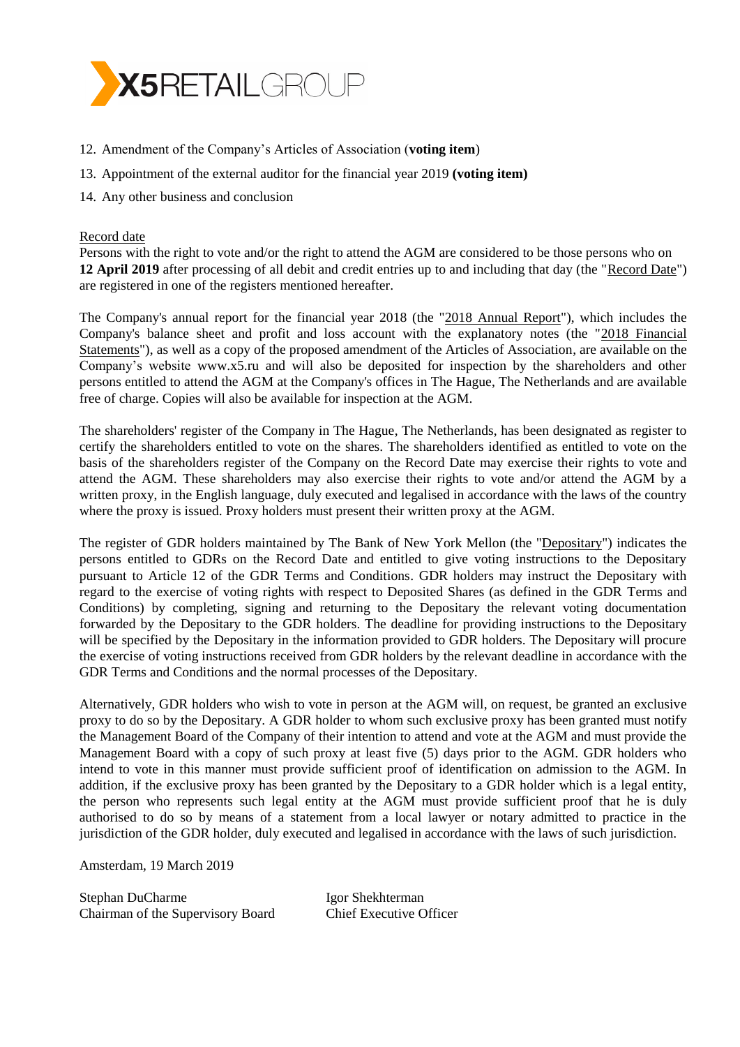12. Amendment of the Company's Articles of Association (**voting item**)
13. Appointment of the external auditor for the financial year 2019 **(voting item)**
14. Any other business and conclusion

Record date

Persons with the right to vote and/or the right to attend the AGM are considered to be those persons who on **12 April 2019** after processing of all debit and credit entries up to and including that day (the "Record Date") are registered in one of the registers mentioned hereafter.

The Company's annual report for the financial year 2018 (the "2018 Annual Report"), which includes the Company's balance sheet and profit and loss account with the explanatory notes (the "2018 Financial Statements"), as well as a copy of the proposed amendment of the Articles of Association, are available on the Company's website www.x5.ru and will also be deposited for inspection by the shareholders and other persons entitled to attend the AGM at the Company's offices in The Hague, The Netherlands and are available free of charge. Copies will also be available for inspection at the AGM.

The shareholders' register of the Company in The Hague, The Netherlands, has been designated as register to certify the shareholders entitled to vote on the shares. The shareholders identified as entitled to vote on the basis of the shareholders register of the Company on the Record Date may exercise their rights to vote and attend the AGM. These shareholders may also exercise their rights to vote and/or attend the AGM by a written proxy, in the English language, duly executed and legalised in accordance with the laws of the country where the proxy is issued. Proxy holders must present their written proxy at the AGM.

The register of GDR holders maintained by The Bank of New York Mellon (the "Depositary") indicates the persons entitled to GDRs on the Record Date and entitled to give voting instructions to the Depositary pursuant to Article 12 of the GDR Terms and Conditions. GDR holders may instruct the Depositary with regard to the exercise of voting rights with respect to Deposited Shares (as defined in the GDR Terms and Conditions) by completing, signing and returning to the Depositary the relevant voting documentation forwarded by the Depositary to the GDR holders. The deadline for providing instructions to the Depositary will be specified by the Depositary in the information provided to GDR holders. The Depositary will procure the exercise of voting instructions received from GDR holders by the relevant deadline in accordance with the GDR Terms and Conditions and the normal processes of the Depositary.

Alternatively, GDR holders who wish to vote in person at the AGM will, on request, be granted an exclusive proxy to do so by the Depositary. A GDR holder to whom such exclusive proxy has been granted must notify the Management Board of the Company of their intention to attend and vote at the AGM and must provide the Management Board with a copy of such proxy at least five (5) days prior to the AGM. GDR holders who intend to vote in this manner must provide sufficient proof of identification on admission to the AGM. In addition, if the exclusive proxy has been granted by the Depositary to a GDR holder which is a legal entity, the person who represents such legal entity at the AGM must provide sufficient proof that he is duly authorised to do so by means of a statement from a local lawyer or notary admitted to practice in the jurisdiction of the GDR holder, duly executed and legalised in accordance with the laws of such jurisdiction.

Amsterdam, 19 March 2019

Stephan DuCharme
Chairman of the Supervisory Board

Igor Shekhterman
Chief Executive Officer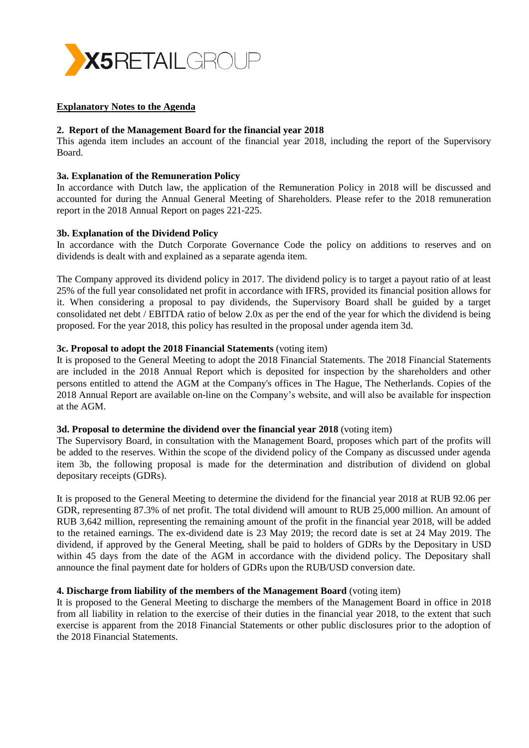**Explanatory Notes to the Agenda**

**2. Report of the Management Board for the financial year 2018**

This agenda item includes an account of the financial year 2018, including the report of the Supervisory Board.

**3a. Explanation of the Remuneration Policy**

In accordance with Dutch law, the application of the Remuneration Policy in 2018 will be discussed and accounted for during the Annual General Meeting of Shareholders. Please refer to the 2018 remuneration report in the 2018 Annual Report on pages 221-225.

**3b. Explanation of the Dividend Policy**

In accordance with the Dutch Corporate Governance Code the policy on additions to reserves and on dividends is dealt with and explained as a separate agenda item.

The Company approved its dividend policy in 2017. The dividend policy is to target a payout ratio of at least 25% of the full year consolidated net profit in accordance with IFRS, provided its financial position allows for it. When considering a proposal to pay dividends, the Supervisory Board shall be guided by a target consolidated net debt / EBITDA ratio of below 2.0x as per the end of the year for which the dividend is being proposed. For the year 2018, this policy has resulted in the proposal under agenda item 3d.

**3c. Proposal to adopt the 2018 Financial Statements** (voting item)

It is proposed to the General Meeting to adopt the 2018 Financial Statements. The 2018 Financial Statements are included in the 2018 Annual Report which is deposited for inspection by the shareholders and other persons entitled to attend the AGM at the Company's offices in The Hague, The Netherlands. Copies of the 2018 Annual Report are available on-line on the Company's website, and will also be available for inspection at the AGM.

**3d. Proposal to determine the dividend over the financial year 2018** (voting item)

The Supervisory Board, in consultation with the Management Board, proposes which part of the profits will be added to the reserves. Within the scope of the dividend policy of the Company as discussed under agenda item 3b, the following proposal is made for the determination and distribution of dividend on global depositary receipts (GDRs).

It is proposed to the General Meeting to determine the dividend for the financial year 2018 at RUB 92.06 per GDR, representing 87.3% of net profit. The total dividend will amount to RUB 25,000 million. An amount of RUB 3,642 million, representing the remaining amount of the profit in the financial year 2018, will be added to the retained earnings. The ex-dividend date is 23 May 2019; the record date is set at 24 May 2019. The dividend, if approved by the General Meeting, shall be paid to holders of GDRs by the Depositary in USD within 45 days from the date of the AGM in accordance with the dividend policy. The Depositary shall announce the final payment date for holders of GDRs upon the RUB/USD conversion date.

**4. Discharge from liability of the members of the Management Board** (voting item)

It is proposed to the General Meeting to discharge the members of the Management Board in office in 2018 from all liability in relation to the exercise of their duties in the financial year 2018, to the extent that such exercise is apparent from the 2018 Financial Statements or other public disclosures prior to the adoption of the 2018 Financial Statements.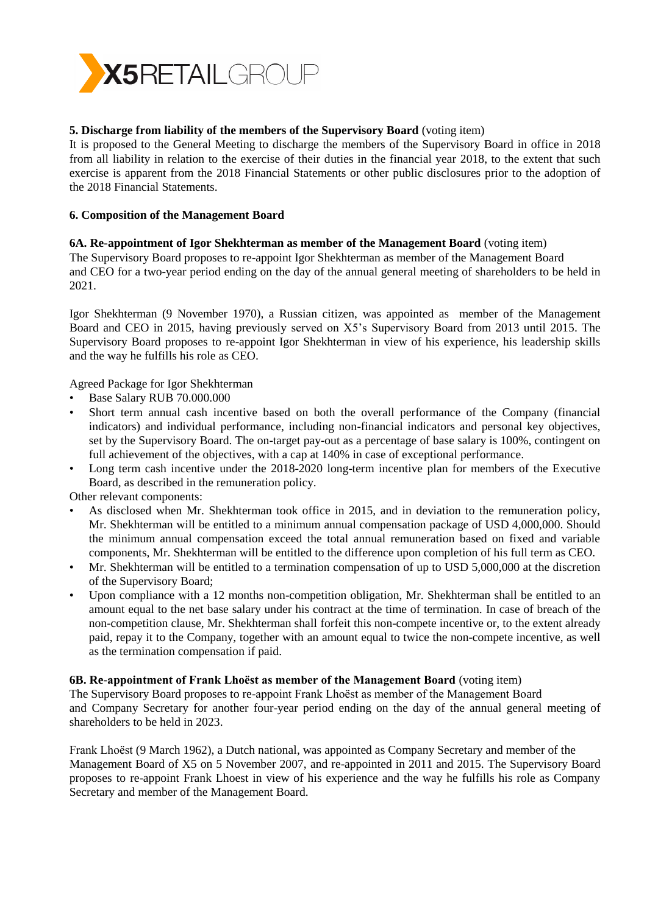**5. Discharge from liability of the members of the Supervisory Board** (voting item)
It is proposed to the General Meeting to discharge the members of the Supervisory Board in office in 2018 from all liability in relation to the exercise of their duties in the financial year 2018, to the extent that such exercise is apparent from the 2018 Financial Statements or other public disclosures prior to the adoption of the 2018 Financial Statements.

**6. Composition of the Management Board**

**6A. Re-appointment of Igor Shekhterman as member of the Management Board** (voting item)
The Supervisory Board proposes to re-appoint Igor Shekhterman as member of the Management Board and CEO for a two-year period ending on the day of the annual general meeting of shareholders to be held in 2021.

Igor Shekhterman (9 November 1970), a Russian citizen, was appointed as member of the Management Board and CEO in 2015, having previously served on X5's Supervisory Board from 2013 until 2015. The Supervisory Board proposes to re-appoint Igor Shekhterman in view of his experience, his leadership skills and the way he fulfills his role as CEO.

Agreed Package for Igor Shekhterman

- Base Salary RUB 70.000.000
- Short term annual cash incentive based on both the overall performance of the Company (financial indicators) and individual performance, including non-financial indicators and personal key objectives, set by the Supervisory Board. The on-target pay-out as a percentage of base salary is 100%, contingent on full achievement of the objectives, with a cap at 140% in case of exceptional performance.
- Long term cash incentive under the 2018-2020 long-term incentive plan for members of the Executive Board, as described in the remuneration policy.

Other relevant components:

- As disclosed when Mr. Shekhterman took office in 2015, and in deviation to the remuneration policy, Mr. Shekhterman will be entitled to a minimum annual compensation package of USD 4,000,000. Should the minimum annual compensation exceed the total annual remuneration based on fixed and variable components, Mr. Shekhterman will be entitled to the difference upon completion of his full term as CEO.
- Mr. Shekhterman will be entitled to a termination compensation of up to USD 5,000,000 at the discretion of the Supervisory Board;
- Upon compliance with a 12 months non-competition obligation, Mr. Shekhterman shall be entitled to an amount equal to the net base salary under his contract at the time of termination. In case of breach of the non-competition clause, Mr. Shekhterman shall forfeit this non-compete incentive or, to the extent already paid, repay it to the Company, together with an amount equal to twice the non-compete incentive, as well as the termination compensation if paid.

**6B. Re-appointment of Frank Lhoëst as member of the Management Board** (voting item)
The Supervisory Board proposes to re-appoint Frank Lhoëst as member of the Management Board and Company Secretary for another four-year period ending on the day of the annual general meeting of shareholders to be held in 2023.

Frank Lhoëst (9 March 1962), a Dutch national, was appointed as Company Secretary and member of the Management Board of X5 on 5 November 2007, and re-appointed in 2011 and 2015. The Supervisory Board proposes to re-appoint Frank Lhoest in view of his experience and the way he fulfills his role as Company Secretary and member of the Management Board.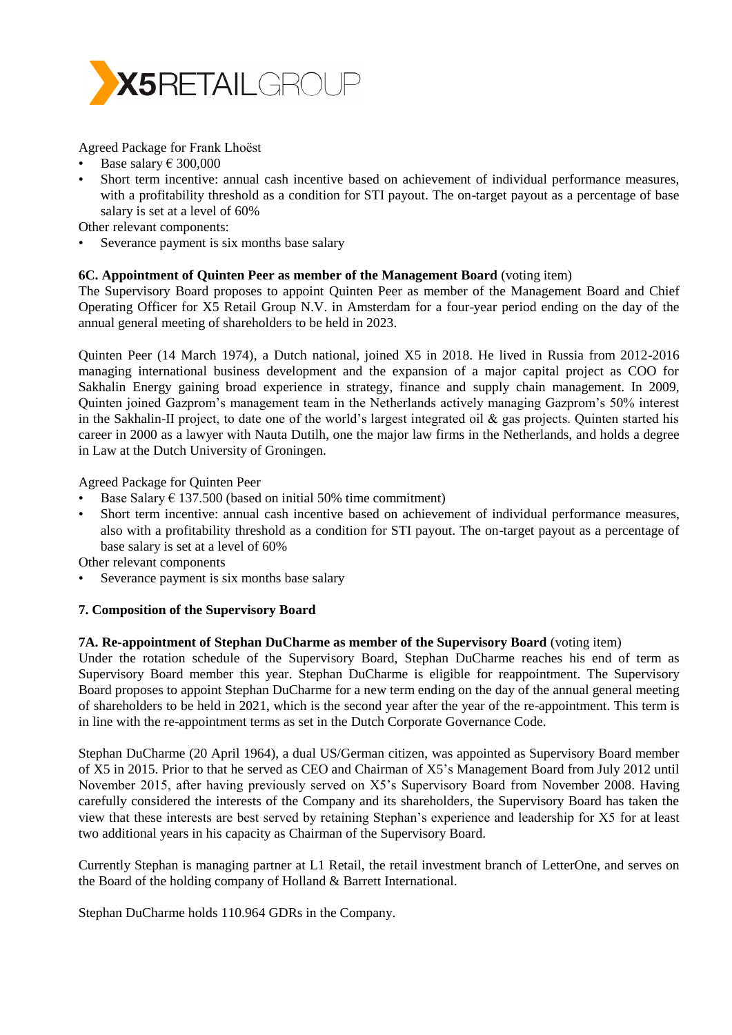Agreed Package for Frank Lhoëst

- Base salary € 300,000
- Short term incentive: annual cash incentive based on achievement of individual performance measures, with a profitability threshold as a condition for STI payout. The on-target payout as a percentage of base salary is set at a level of 60%

Other relevant components:

- Severance payment is six months base salary

**6C. Appointment of Quinten Peer as member of the Management Board** (voting item)
The Supervisory Board proposes to appoint Quinten Peer as member of the Management Board and Chief Operating Officer for X5 Retail Group N.V. in Amsterdam for a four-year period ending on the day of the annual general meeting of shareholders to be held in 2023.

Quinten Peer (14 March 1974), a Dutch national, joined X5 in 2018. He lived in Russia from 2012-2016 managing international business development and the expansion of a major capital project as COO for Sakhalin Energy gaining broad experience in strategy, finance and supply chain management. In 2009, Quinten joined Gazprom's management team in the Netherlands actively managing Gazprom's 50% interest in the Sakhalin-II project, to date one of the world's largest integrated oil & gas projects. Quinten started his career in 2000 as a lawyer with Nauta Dutilh, one the major law firms in the Netherlands, and holds a degree in Law at the Dutch University of Groningen.

Agreed Package for Quinten Peer

- Base Salary € 137.500 (based on initial 50% time commitment)
- Short term incentive: annual cash incentive based on achievement of individual performance measures, also with a profitability threshold as a condition for STI payout. The on-target payout as a percentage of base salary is set at a level of 60%

Other relevant components

- Severance payment is six months base salary

**7. Composition of the Supervisory Board**

**7A. Re-appointment of Stephan DuCharme as member of the Supervisory Board** (voting item)
Under the rotation schedule of the Supervisory Board, Stephan DuCharme reaches his end of term as Supervisory Board member this year. Stephan DuCharme is eligible for reappointment. The Supervisory Board proposes to appoint Stephan DuCharme for a new term ending on the day of the annual general meeting of shareholders to be held in 2021, which is the second year after the year of the re-appointment. This term is in line with the re-appointment terms as set in the Dutch Corporate Governance Code.

Stephan DuCharme (20 April 1964), a dual US/German citizen, was appointed as Supervisory Board member of X5 in 2015. Prior to that he served as CEO and Chairman of X5's Management Board from July 2012 until November 2015, after having previously served on X5's Supervisory Board from November 2008. Having carefully considered the interests of the Company and its shareholders, the Supervisory Board has taken the view that these interests are best served by retaining Stephan's experience and leadership for X5 for at least two additional years in his capacity as Chairman of the Supervisory Board.

Currently Stephan is managing partner at L1 Retail, the retail investment branch of LetterOne, and serves on the Board of the holding company of Holland & Barrett International.

Stephan DuCharme holds 110.964 GDRs in the Company.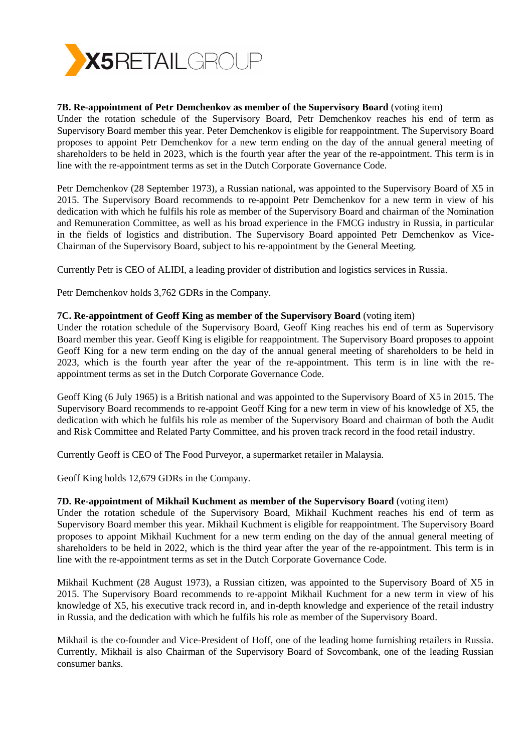**7B. Re-appointment of Petr Demchenkov as member of the Supervisory Board** (voting item)
Under the rotation schedule of the Supervisory Board, Petr Demchenkov reaches his end of term as Supervisory Board member this year. Peter Demchenkov is eligible for reappointment. The Supervisory Board proposes to appoint Petr Demchenkov for a new term ending on the day of the annual general meeting of shareholders to be held in 2023, which is the fourth year after the year of the re-appointment. This term is in line with the re-appointment terms as set in the Dutch Corporate Governance Code.

Petr Demchenkov (28 September 1973), a Russian national, was appointed to the Supervisory Board of X5 in 2015. The Supervisory Board recommends to re-appoint Petr Demchenkov for a new term in view of his dedication with which he fulfils his role as member of the Supervisory Board and chairman of the Nomination and Remuneration Committee, as well as his broad experience in the FMCG industry in Russia, in particular in the fields of logistics and distribution. The Supervisory Board appointed Petr Demchenkov as Vice-Chairman of the Supervisory Board, subject to his re-appointment by the General Meeting.

Currently Petr is CEO of ALIDI, a leading provider of distribution and logistics services in Russia.

Petr Demchenkov holds 3,762 GDRs in the Company.

**7C. Re-appointment of Geoff King as member of the Supervisory Board** (voting item)
Under the rotation schedule of the Supervisory Board, Geoff King reaches his end of term as Supervisory Board member this year. Geoff King is eligible for reappointment. The Supervisory Board proposes to appoint Geoff King for a new term ending on the day of the annual general meeting of shareholders to be held in 2023, which is the fourth year after the year of the re-appointment. This term is in line with the re-appointment terms as set in the Dutch Corporate Governance Code.

Geoff King (6 July 1965) is a British national and was appointed to the Supervisory Board of X5 in 2015. The Supervisory Board recommends to re-appoint Geoff King for a new term in view of his knowledge of X5, the dedication with which he fulfils his role as member of the Supervisory Board and chairman of both the Audit and Risk Committee and Related Party Committee, and his proven track record in the food retail industry.

Currently Geoff is CEO of The Food Purveyor, a supermarket retailer in Malaysia.

Geoff King holds 12,679 GDRs in the Company.

**7D. Re-appointment of Mikhail Kuchment as member of the Supervisory Board** (voting item)
Under the rotation schedule of the Supervisory Board, Mikhail Kuchment reaches his end of term as Supervisory Board member this year. Mikhail Kuchment is eligible for reappointment. The Supervisory Board proposes to appoint Mikhail Kuchment for a new term ending on the day of the annual general meeting of shareholders to be held in 2022, which is the third year after the year of the re-appointment. This term is in line with the re-appointment terms as set in the Dutch Corporate Governance Code.

Mikhail Kuchment (28 August 1973), a Russian citizen, was appointed to the Supervisory Board of X5 in 2015. The Supervisory Board recommends to re-appoint Mikhail Kuchment for a new term in view of his knowledge of X5, his executive track record in, and in-depth knowledge and experience of the retail industry in Russia, and the dedication with which he fulfils his role as member of the Supervisory Board.

Mikhail is the co-founder and Vice-President of Hoff, one of the leading home furnishing retailers in Russia. Currently, Mikhail is also Chairman of the Supervisory Board of Sovcombank, one of the leading Russian consumer banks.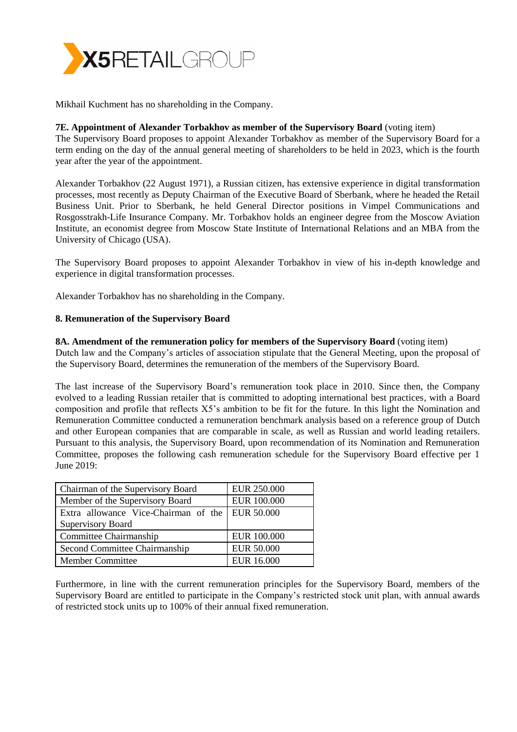Mikhail Kuchment has no shareholding in the Company.

**7E. Appointment of Alexander Torbakhov as member of the Supervisory Board** (voting item)
The Supervisory Board proposes to appoint Alexander Torbakhov as member of the Supervisory Board for a term ending on the day of the annual general meeting of shareholders to be held in 2023, which is the fourth year after the year of the appointment.

Alexander Torbakhov (22 August 1971), a Russian citizen, has extensive experience in digital transformation processes, most recently as Deputy Chairman of the Executive Board of Sberbank, where he headed the Retail Business Unit. Prior to Sberbank, he held General Director positions in Vimpel Communications and Rosgosstrakh-Life Insurance Company. Mr. Torbakhov holds an engineer degree from the Moscow Aviation Institute, an economist degree from Moscow State Institute of International Relations and an MBA from the University of Chicago (USA).

The Supervisory Board proposes to appoint Alexander Torbakhov in view of his in-depth knowledge and experience in digital transformation processes.

Alexander Torbakhov has no shareholding in the Company.

**8. Remuneration of the Supervisory Board**

**8A. Amendment of the remuneration policy for members of the Supervisory Board** (voting item)
Dutch law and the Company's articles of association stipulate that the General Meeting, upon the proposal of the Supervisory Board, determines the remuneration of the members of the Supervisory Board.

The last increase of the Supervisory Board's remuneration took place in 2010. Since then, the Company evolved to a leading Russian retailer that is committed to adopting international best practices, with a Board composition and profile that reflects X5's ambition to be fit for the future. In this light the Nomination and Remuneration Committee conducted a remuneration benchmark analysis based on a reference group of Dutch and other European companies that are comparable in scale, as well as Russian and world leading retailers. Pursuant to this analysis, the Supervisory Board, upon recommendation of its Nomination and Remuneration Committee, proposes the following cash remuneration schedule for the Supervisory Board effective per 1 June 2019:

| | |
|---|---|
| Chairman of the Supervisory Board | EUR 250.000 |
| Member of the Supervisory Board | EUR 100.000 |
| Extra allowance Vice-Chairman of the Supervisory Board | EUR 50.000 |
| Committee Chairmanship | EUR 100.000 |
| Second Committee Chairmanship | EUR 50.000 |
| Member Committee | EUR 16.000 |

Furthermore, in line with the current remuneration principles for the Supervisory Board, members of the Supervisory Board are entitled to participate in the Company's restricted stock unit plan, with annual awards of restricted stock units up to 100% of their annual fixed remuneration.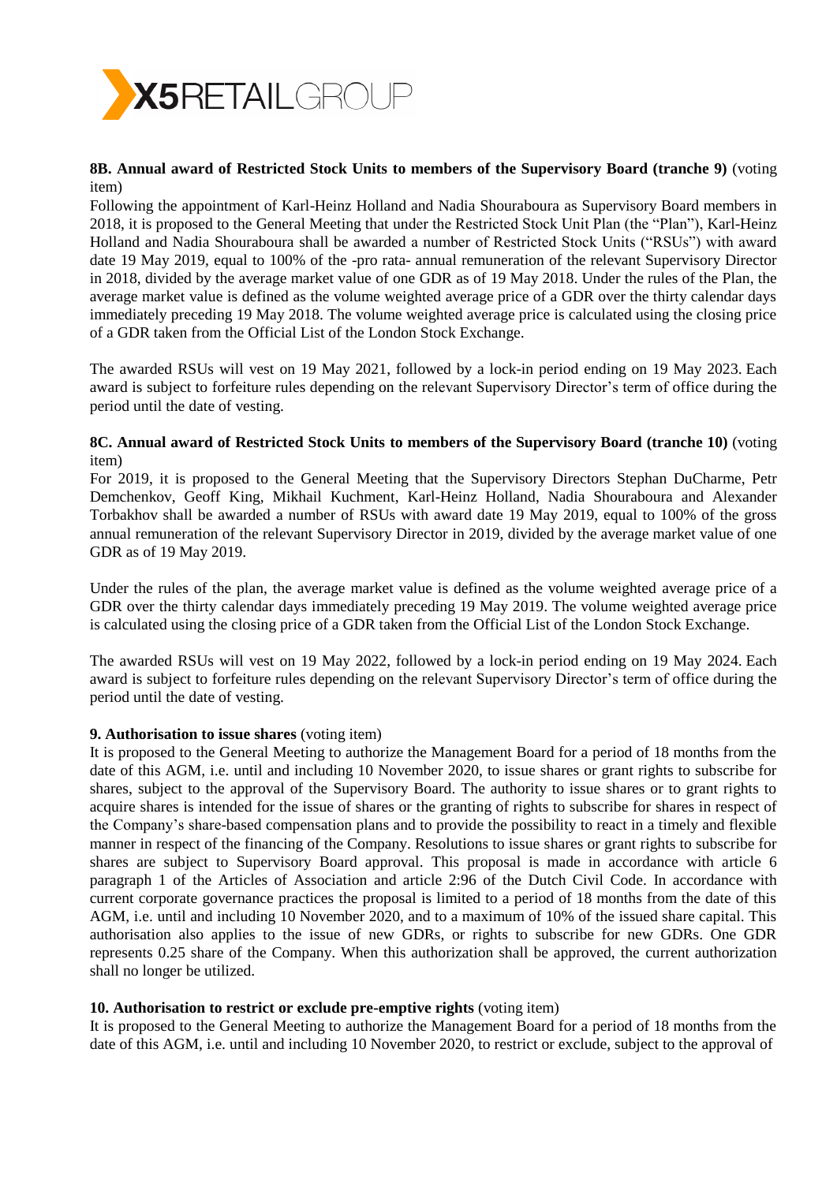**8B. Annual award of Restricted Stock Units to members of the Supervisory Board (tranche 9)** (voting item)

Following the appointment of Karl-Heinz Holland and Nadia Shouraboura as Supervisory Board members in 2018, it is proposed to the General Meeting that under the Restricted Stock Unit Plan (the "Plan"), Karl-Heinz Holland and Nadia Shouraboura shall be awarded a number of Restricted Stock Units ("RSUs") with award date 19 May 2019, equal to 100% of the -pro rata- annual remuneration of the relevant Supervisory Director in 2018, divided by the average market value of one GDR as of 19 May 2018. Under the rules of the Plan, the average market value is defined as the volume weighted average price of a GDR over the thirty calendar days immediately preceding 19 May 2018. The volume weighted average price is calculated using the closing price of a GDR taken from the Official List of the London Stock Exchange.

The awarded RSUs will vest on 19 May 2021, followed by a lock-in period ending on 19 May 2023. Each award is subject to forfeiture rules depending on the relevant Supervisory Director's term of office during the period until the date of vesting.

**8C. Annual award of Restricted Stock Units to members of the Supervisory Board (tranche 10)** (voting item)

For 2019, it is proposed to the General Meeting that the Supervisory Directors Stephan DuCharme, Petr Demchenkov, Geoff King, Mikhail Kuchment, Karl-Heinz Holland, Nadia Shouraboura and Alexander Torbakhov shall be awarded a number of RSUs with award date 19 May 2019, equal to 100% of the gross annual remuneration of the relevant Supervisory Director in 2019, divided by the average market value of one GDR as of 19 May 2019.

Under the rules of the plan, the average market value is defined as the volume weighted average price of a GDR over the thirty calendar days immediately preceding 19 May 2019. The volume weighted average price is calculated using the closing price of a GDR taken from the Official List of the London Stock Exchange.

The awarded RSUs will vest on 19 May 2022, followed by a lock-in period ending on 19 May 2024. Each award is subject to forfeiture rules depending on the relevant Supervisory Director's term of office during the period until the date of vesting.

**9. Authorisation to issue shares** (voting item)

It is proposed to the General Meeting to authorize the Management Board for a period of 18 months from the date of this AGM, i.e. until and including 10 November 2020, to issue shares or grant rights to subscribe for shares, subject to the approval of the Supervisory Board. The authority to issue shares or to grant rights to acquire shares is intended for the issue of shares or the granting of rights to subscribe for shares in respect of the Company's share-based compensation plans and to provide the possibility to react in a timely and flexible manner in respect of the financing of the Company. Resolutions to issue shares or grant rights to subscribe for shares are subject to Supervisory Board approval. This proposal is made in accordance with article 6 paragraph 1 of the Articles of Association and article 2:96 of the Dutch Civil Code. In accordance with current corporate governance practices the proposal is limited to a period of 18 months from the date of this AGM, i.e. until and including 10 November 2020, and to a maximum of 10% of the issued share capital. This authorisation also applies to the issue of new GDRs, or rights to subscribe for new GDRs. One GDR represents 0.25 share of the Company. When this authorization shall be approved, the current authorization shall no longer be utilized.

**10. Authorisation to restrict or exclude pre-emptive rights** (voting item)

It is proposed to the General Meeting to authorize the Management Board for a period of 18 months from the date of this AGM, i.e. until and including 10 November 2020, to restrict or exclude, subject to the approval of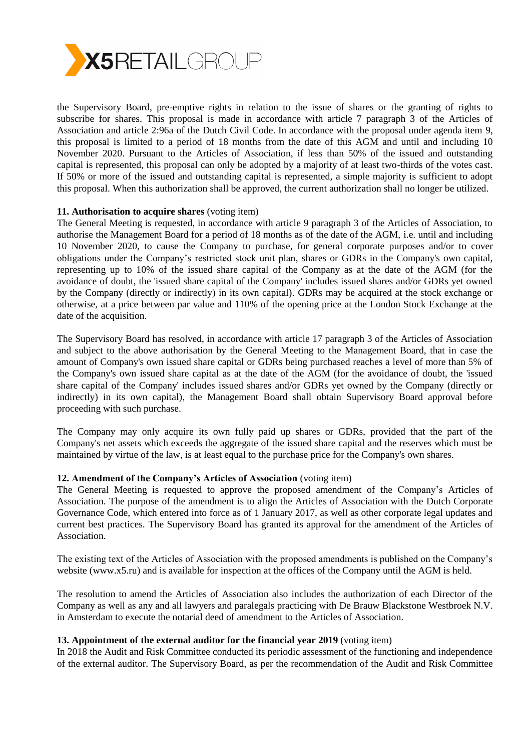the Supervisory Board, pre-emptive rights in relation to the issue of shares or the granting of rights to subscribe for shares. This proposal is made in accordance with article 7 paragraph 3 of the Articles of Association and article 2:96a of the Dutch Civil Code. In accordance with the proposal under agenda item 9, this proposal is limited to a period of 18 months from the date of this AGM and until and including 10 November 2020. Pursuant to the Articles of Association, if less than 50% of the issued and outstanding capital is represented, this proposal can only be adopted by a majority of at least two-thirds of the votes cast. If 50% or more of the issued and outstanding capital is represented, a simple majority is sufficient to adopt this proposal. When this authorization shall be approved, the current authorization shall no longer be utilized.

**11. Authorisation to acquire shares** (voting item)
The General Meeting is requested, in accordance with article 9 paragraph 3 of the Articles of Association, to authorise the Management Board for a period of 18 months as of the date of the AGM, i.e. until and including 10 November 2020, to cause the Company to purchase, for general corporate purposes and/or to cover obligations under the Company's restricted stock unit plan, shares or GDRs in the Company's own capital, representing up to 10% of the issued share capital of the Company as at the date of the AGM (for the avoidance of doubt, the 'issued share capital of the Company' includes issued shares and/or GDRs yet owned by the Company (directly or indirectly) in its own capital). GDRs may be acquired at the stock exchange or otherwise, at a price between par value and 110% of the opening price at the London Stock Exchange at the date of the acquisition.

The Supervisory Board has resolved, in accordance with article 17 paragraph 3 of the Articles of Association and subject to the above authorisation by the General Meeting to the Management Board, that in case the amount of Company's own issued share capital or GDRs being purchased reaches a level of more than 5% of the Company's own issued share capital as at the date of the AGM (for the avoidance of doubt, the 'issued share capital of the Company' includes issued shares and/or GDRs yet owned by the Company (directly or indirectly) in its own capital), the Management Board shall obtain Supervisory Board approval before proceeding with such purchase.

The Company may only acquire its own fully paid up shares or GDRs, provided that the part of the Company's net assets which exceeds the aggregate of the issued share capital and the reserves which must be maintained by virtue of the law, is at least equal to the purchase price for the Company's own shares.

**12. Amendment of the Company's Articles of Association** (voting item)
The General Meeting is requested to approve the proposed amendment of the Company's Articles of Association. The purpose of the amendment is to align the Articles of Association with the Dutch Corporate Governance Code, which entered into force as of 1 January 2017, as well as other corporate legal updates and current best practices. The Supervisory Board has granted its approval for the amendment of the Articles of Association.

The existing text of the Articles of Association with the proposed amendments is published on the Company's website (www.x5.ru) and is available for inspection at the offices of the Company until the AGM is held.

The resolution to amend the Articles of Association also includes the authorization of each Director of the Company as well as any and all lawyers and paralegals practicing with De Brauw Blackstone Westbroek N.V. in Amsterdam to execute the notarial deed of amendment to the Articles of Association.

**13. Appointment of the external auditor for the financial year 2019** (voting item)
In 2018 the Audit and Risk Committee conducted its periodic assessment of the functioning and independence of the external auditor. The Supervisory Board, as per the recommendation of the Audit and Risk Committee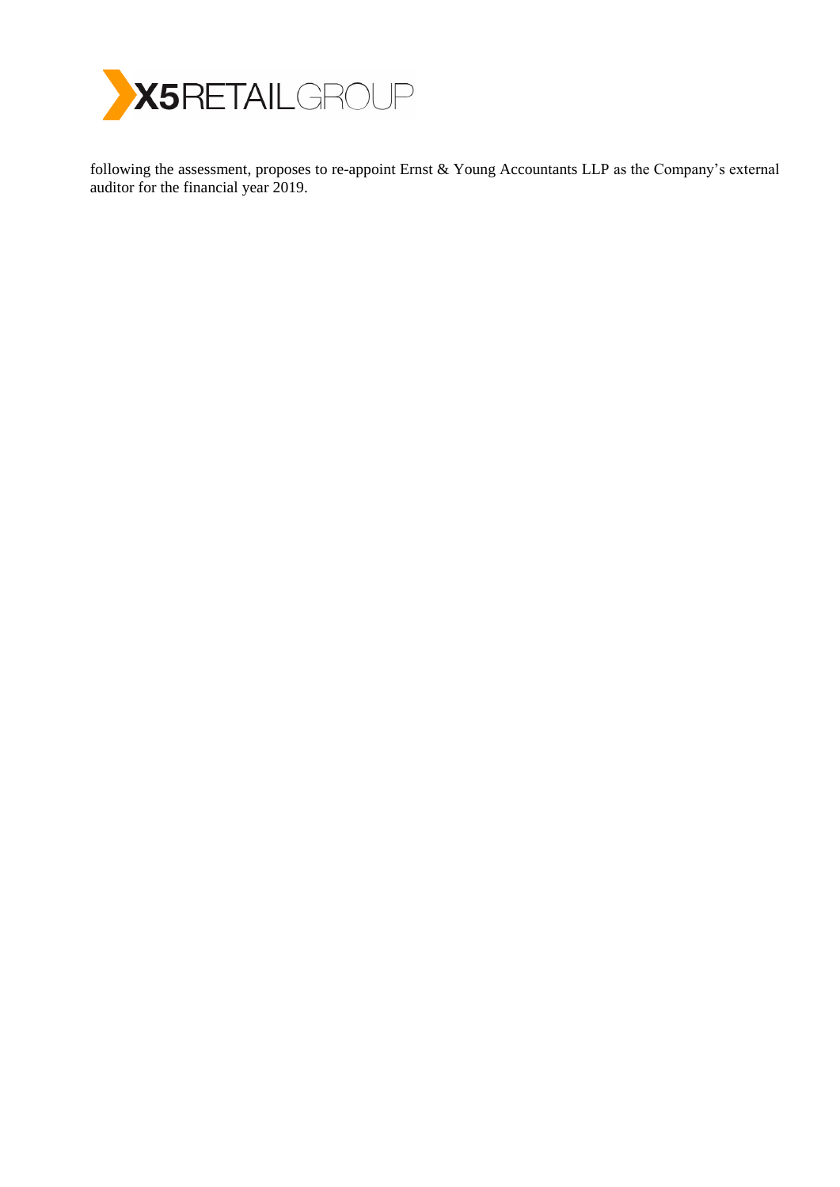following the assessment, proposes to re-appoint Ernst & Young Accountants LLP as the Company's external auditor for the financial year 2019.